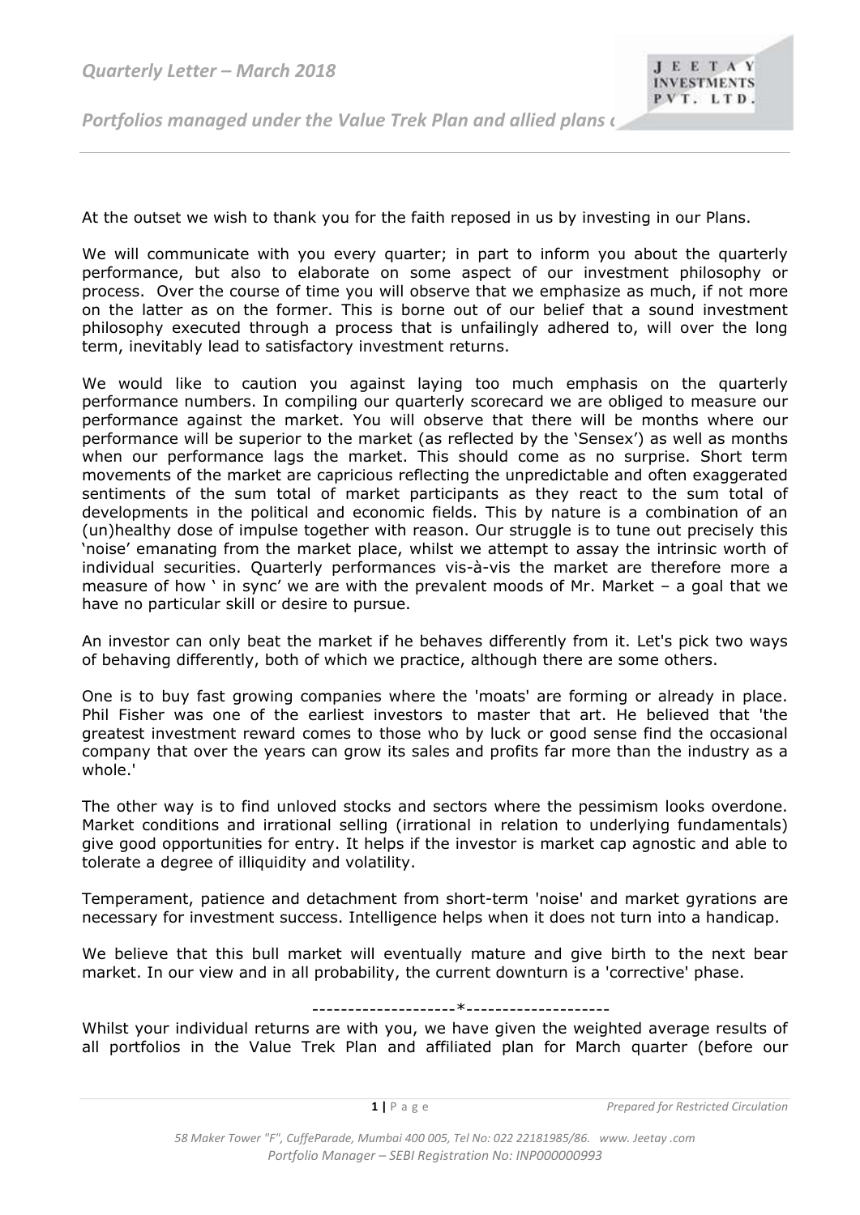# Quarterly Letter – March 2018

*Portfolios managed under the Value Trek Plan and allied plans*

At the outset we wish to thank you for the faith reposed in us by investing in our Plans.

We will communicate with you every quarter; in part to inform you about the quarterly performance, but also to elaborate on some aspect of our investment philosophy or process. Over the course of time you will observe that we emphasize as much, if not more on the latter as on the former. This is borne out of our belief that a sound investment philosophy executed through a process that is unfailingly adhered to, will over the long term, inevitably lead to satisfactory investment returns.

We would like to caution you against laying too much emphasis on the quarterly performance numbers. In compiling our quarterly scorecard we are obliged to measure our performance against the market. You will observe that there will be months where our performance will be superior to the market (as reflected by the 'Sensex') as well as months when our performance lags the market. This should come as no surprise. Short term movements of the market are capricious reflecting the unpredictable and often exaggerated sentiments of the sum total of market participants as they react to the sum total of developments in the political and economic fields. This by nature is a combination of an (un)healthy dose of impulse together with reason. Our struggle is to tune out precisely this 'noise' emanating from the market place, whilst we attempt to assay the intrinsic worth of individual securities. Quarterly performances vis-à-vis the market are therefore more a measure of how ' in sync' we are with the prevalent moods of Mr. Market – a goal that we have no particular skill or desire to pursue.

An investor can only beat the market if he behaves differently from it. Let's pick two ways of behaving differently, both of which we practice, although there are some others.

One is to buy fast growing companies where the 'moats' are forming or already in place. Phil Fisher was one of the earliest investors to master that art. He believed that 'the greatest investment reward comes to those who by luck or good sense find the occasional company that over the years can grow its sales and profits far more than the industry as a whole.'

The other way is to find unloved stocks and sectors where the pessimism looks overdone. Market conditions and irrational selling (irrational in relation to underlying fundamentals) give good opportunities for entry. It helps if the investor is market cap agnostic and able to tolerate a degree of illiquidity and volatility.

Temperament, patience and detachment from short-term 'noise' and market gyrations are necessary for investment success. Intelligence helps when it does not turn into a handicap.

We believe that this bull market will eventually mature and give birth to the next bear market. In our view and in all probability, the current downturn is a 'corrective' phase.

--------------------*--------------------

Whilst your individual returns are with you, we have given the weighted average results of all portfolios in the Value Trek Plan and affiliated plan for March quarter (before our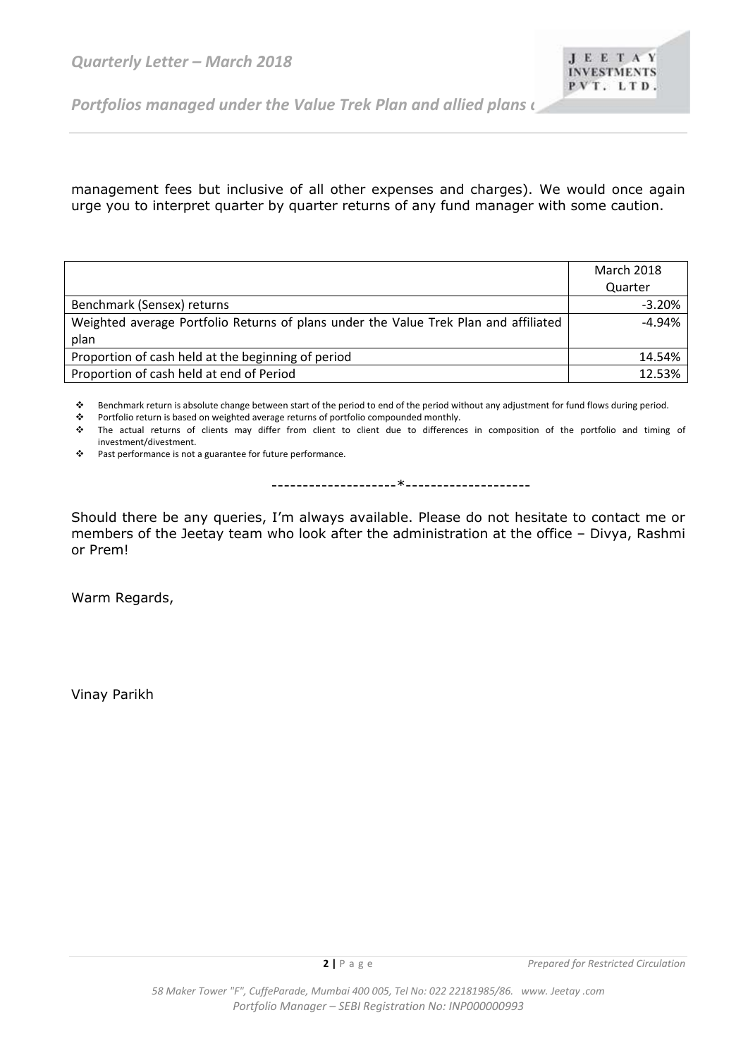management fees but inclusive of all other expenses and charges). We would once again urge you to interpret quarter by quarter returns of any fund manager with some caution.

| | March 2018 Quarter |
|---|---|
| Benchmark (Sensex) returns | -3.20% |
| Weighted average Portfolio Returns of plans under the Value Trek Plan and affiliated plan | -4.94% |
| Proportion of cash held at the beginning of period | 14.54% |
| Proportion of cash held at end of Period | 12.53% |

- Benchmark return is absolute change between start of the period to end of the period without any adjustment for fund flows during period.
- Portfolio return is based on weighted average returns of portfolio compounded monthly.
- The actual returns of clients may differ from client to client due to differences in composition of the portfolio and timing of investment/divestment.
- Past performance is not a guarantee for future performance.

--------------------*--------------------

Should there be any queries, I'm always available. Please do not hesitate to contact me or members of the Jeetay team who look after the administration at the office – Divya, Rashmi or Prem!

Warm Regards,

Vinay Parikh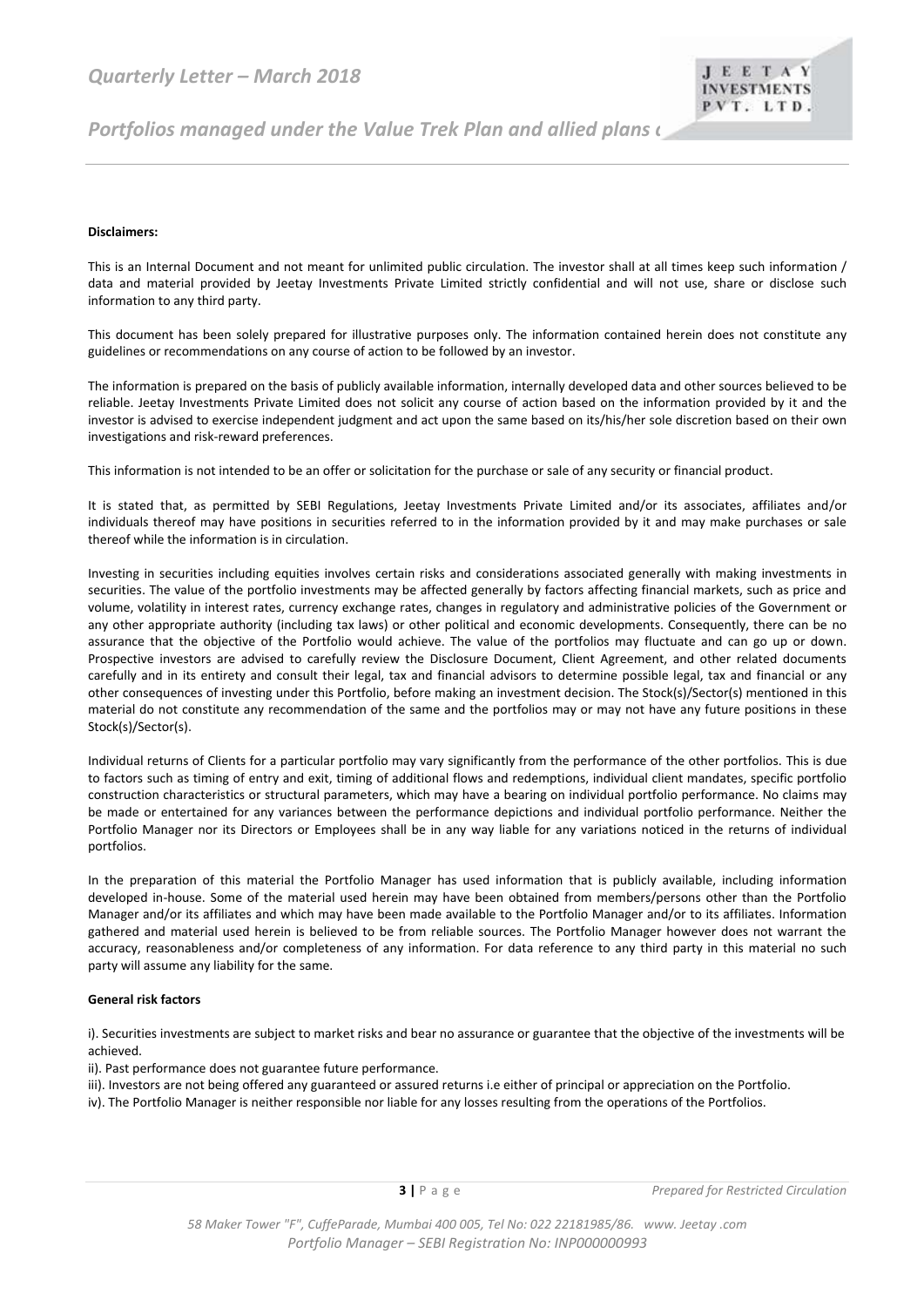**Disclaimers:**

This is an Internal Document and not meant for unlimited public circulation. The investor shall at all times keep such information / data and material provided by Jeetay Investments Private Limited strictly confidential and will not use, share or disclose such information to any third party.

This document has been solely prepared for illustrative purposes only. The information contained herein does not constitute any guidelines or recommendations on any course of action to be followed by an investor.

The information is prepared on the basis of publicly available information, internally developed data and other sources believed to be reliable. Jeetay Investments Private Limited does not solicit any course of action based on the information provided by it and the investor is advised to exercise independent judgment and act upon the same based on its/his/her sole discretion based on their own investigations and risk-reward preferences.

This information is not intended to be an offer or solicitation for the purchase or sale of any security or financial product.

It is stated that, as permitted by SEBI Regulations, Jeetay Investments Private Limited and/or its associates, affiliates and/or individuals thereof may have positions in securities referred to in the information provided by it and may make purchases or sale thereof while the information is in circulation.

Investing in securities including equities involves certain risks and considerations associated generally with making investments in securities. The value of the portfolio investments may be affected generally by factors affecting financial markets, such as price and volume, volatility in interest rates, currency exchange rates, changes in regulatory and administrative policies of the Government or any other appropriate authority (including tax laws) or other political and economic developments. Consequently, there can be no assurance that the objective of the Portfolio would achieve. The value of the portfolios may fluctuate and can go up or down. Prospective investors are advised to carefully review the Disclosure Document, Client Agreement, and other related documents carefully and in its entirety and consult their legal, tax and financial advisors to determine possible legal, tax and financial or any other consequences of investing under this Portfolio, before making an investment decision. The Stock(s)/Sector(s) mentioned in this material do not constitute any recommendation of the same and the portfolios may or may not have any future positions in these Stock(s)/Sector(s).

Individual returns of Clients for a particular portfolio may vary significantly from the performance of the other portfolios. This is due to factors such as timing of entry and exit, timing of additional flows and redemptions, individual client mandates, specific portfolio construction characteristics or structural parameters, which may have a bearing on individual portfolio performance. No claims may be made or entertained for any variances between the performance depictions and individual portfolio performance. Neither the Portfolio Manager nor its Directors or Employees shall be in any way liable for any variations noticed in the returns of individual portfolios.

In the preparation of this material the Portfolio Manager has used information that is publicly available, including information developed in-house. Some of the material used herein may have been obtained from members/persons other than the Portfolio Manager and/or its affiliates and which may have been made available to the Portfolio Manager and/or to its affiliates. Information gathered and material used herein is believed to be from reliable sources. The Portfolio Manager however does not warrant the accuracy, reasonableness and/or completeness of any information. For data reference to any third party in this material no such party will assume any liability for the same.

**General risk factors**

i). Securities investments are subject to market risks and bear no assurance or guarantee that the objective of the investments will be achieved.

ii). Past performance does not guarantee future performance.

iii). Investors are not being offered any guaranteed or assured returns i.e either of principal or appreciation on the Portfolio.

iv). The Portfolio Manager is neither responsible nor liable for any losses resulting from the operations of the Portfolios.